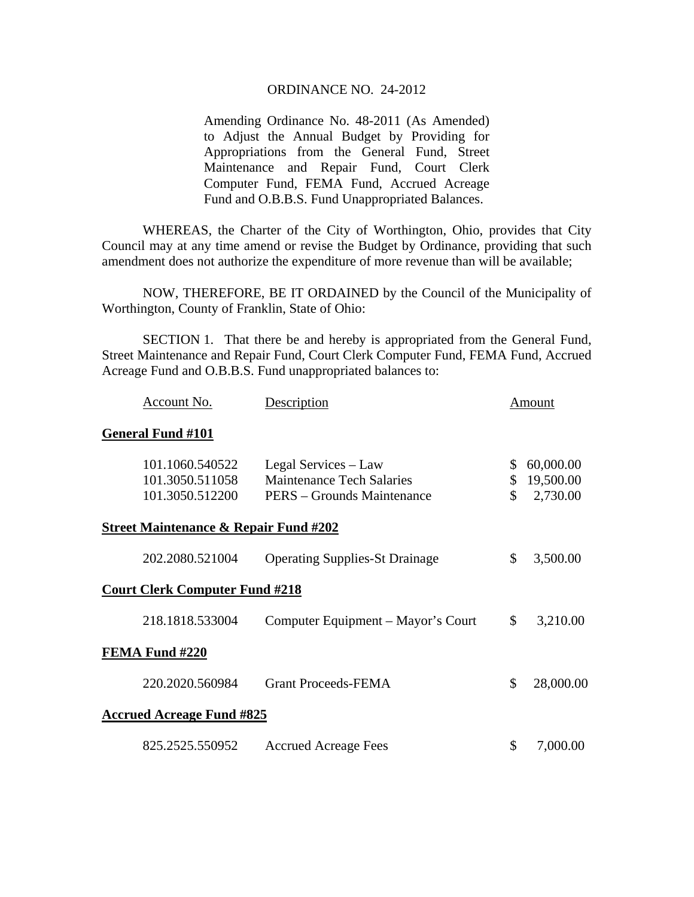# ORDINANCE NO. 24-2012

Amending Ordinance No. 48-2011 (As Amended) to Adjust the Annual Budget by Providing for Appropriations from the General Fund, Street Maintenance and Repair Fund, Court Clerk Computer Fund, FEMA Fund, Accrued Acreage Fund and O.B.B.S. Fund Unappropriated Balances.

WHEREAS, the Charter of the City of Worthington, Ohio, provides that City Council may at any time amend or revise the Budget by Ordinance, providing that such amendment does not authorize the expenditure of more revenue than will be available;

NOW, THEREFORE, BE IT ORDAINED by the Council of the Municipality of Worthington, County of Franklin, State of Ohio:

SECTION 1. That there be and hereby is appropriated from the General Fund, Street Maintenance and Repair Fund, Court Clerk Computer Fund, FEMA Fund, Accrued Acreage Fund and O.B.B.S. Fund unappropriated balances to:

| Account No. | Description | Amount |
|---|---|---|
| **General Fund #101** | | |
| 101.1060.540522 | Legal Services – Law | $ 60,000.00 |
| 101.3050.511058 | Maintenance Tech Salaries | $ 19,500.00 |
| 101.3050.512200 | PERS – Grounds Maintenance | $ 2,730.00 |
| **Street Maintenance & Repair Fund #202** | | |
| 202.2080.521004 | Operating Supplies-St Drainage | $ 3,500.00 |
| **Court Clerk Computer Fund #218** | | |
| 218.1818.533004 | Computer Equipment – Mayor's Court | $ 3,210.00 |
| **FEMA Fund #220** | | |
| 220.2020.560984 | Grant Proceeds-FEMA | $ 28,000.00 |
| **Accrued Acreage Fund #825** | | |
| 825.2525.550952 | Accrued Acreage Fees | $ 7,000.00 |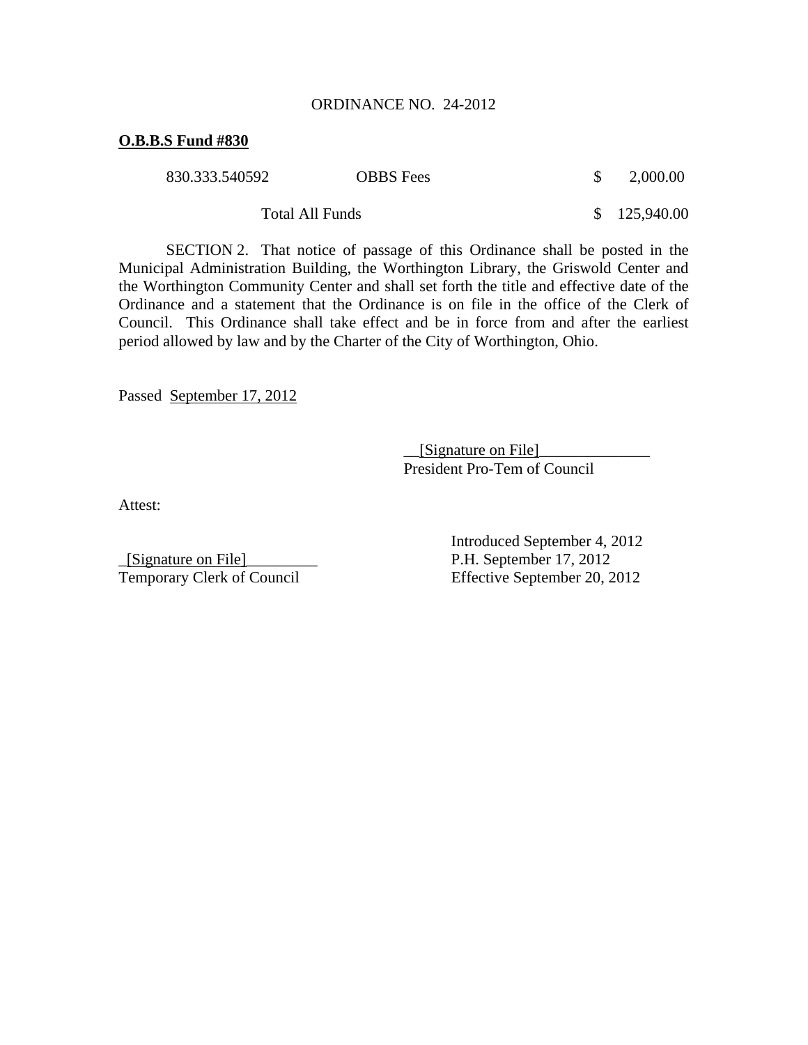ORDINANCE NO. 24-2012

**O.B.B.S Fund #830**

| | | | |
|---|---|---|---|
| 830.333.540592 | OBBS Fees | $ | 2,000.00 |
| | Total All Funds | $ | 125,940.00 |

SECTION 2. That notice of passage of this Ordinance shall be posted in the Municipal Administration Building, the Worthington Library, the Griswold Center and the Worthington Community Center and shall set forth the title and effective date of the Ordinance and a statement that the Ordinance is on file in the office of the Clerk of Council. This Ordinance shall take effect and be in force from and after the earliest period allowed by law and by the Charter of the City of Worthington, Ohio.

Passed September 17, 2012

[Signature on File]
President Pro-Tem of Council

Attest:

[Signature on File]
Temporary Clerk of Council

Introduced September 4, 2012
P.H. September 17, 2012
Effective September 20, 2012